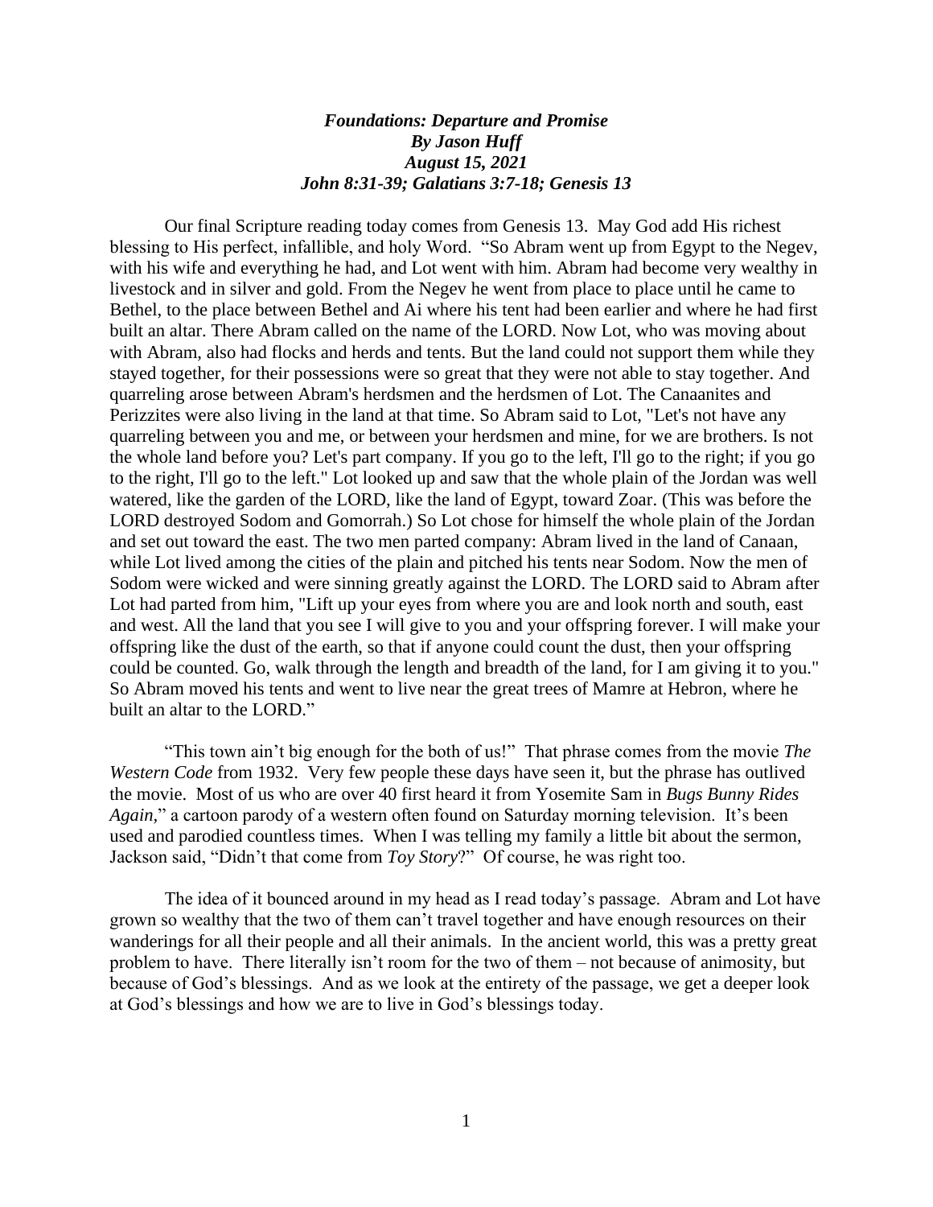***Foundations: Departure and Promise***
***By Jason Huff***
***August 15, 2021***
***John 8:31-39; Galatians 3:7-18; Genesis 13***

Our final Scripture reading today comes from Genesis 13. May God add His richest blessing to His perfect, infallible, and holy Word. "So Abram went up from Egypt to the Negev, with his wife and everything he had, and Lot went with him. Abram had become very wealthy in livestock and in silver and gold. From the Negev he went from place to place until he came to Bethel, to the place between Bethel and Ai where his tent had been earlier and where he had first built an altar. There Abram called on the name of the LORD. Now Lot, who was moving about with Abram, also had flocks and herds and tents. But the land could not support them while they stayed together, for their possessions were so great that they were not able to stay together. And quarreling arose between Abram's herdsmen and the herdsmen of Lot. The Canaanites and Perizzites were also living in the land at that time. So Abram said to Lot, "Let's not have any quarreling between you and me, or between your herdsmen and mine, for we are brothers. Is not the whole land before you? Let's part company. If you go to the left, I'll go to the right; if you go to the right, I'll go to the left." Lot looked up and saw that the whole plain of the Jordan was well watered, like the garden of the LORD, like the land of Egypt, toward Zoar. (This was before the LORD destroyed Sodom and Gomorrah.) So Lot chose for himself the whole plain of the Jordan and set out toward the east. The two men parted company: Abram lived in the land of Canaan, while Lot lived among the cities of the plain and pitched his tents near Sodom. Now the men of Sodom were wicked and were sinning greatly against the LORD. The LORD said to Abram after Lot had parted from him, "Lift up your eyes from where you are and look north and south, east and west. All the land that you see I will give to you and your offspring forever. I will make your offspring like the dust of the earth, so that if anyone could count the dust, then your offspring could be counted. Go, walk through the length and breadth of the land, for I am giving it to you." So Abram moved his tents and went to live near the great trees of Mamre at Hebron, where he built an altar to the LORD."

"This town ain't big enough for the both of us!" That phrase comes from the movie *The Western Code* from 1932. Very few people these days have seen it, but the phrase has outlived the movie. Most of us who are over 40 first heard it from Yosemite Sam in *Bugs Bunny Rides Again*," a cartoon parody of a western often found on Saturday morning television. It's been used and parodied countless times. When I was telling my family a little bit about the sermon, Jackson said, "Didn't that come from *Toy Story*?" Of course, he was right too.

The idea of it bounced around in my head as I read today's passage. Abram and Lot have grown so wealthy that the two of them can't travel together and have enough resources on their wanderings for all their people and all their animals. In the ancient world, this was a pretty great problem to have. There literally isn't room for the two of them – not because of animosity, but because of God's blessings. And as we look at the entirety of the passage, we get a deeper look at God's blessings and how we are to live in God's blessings today.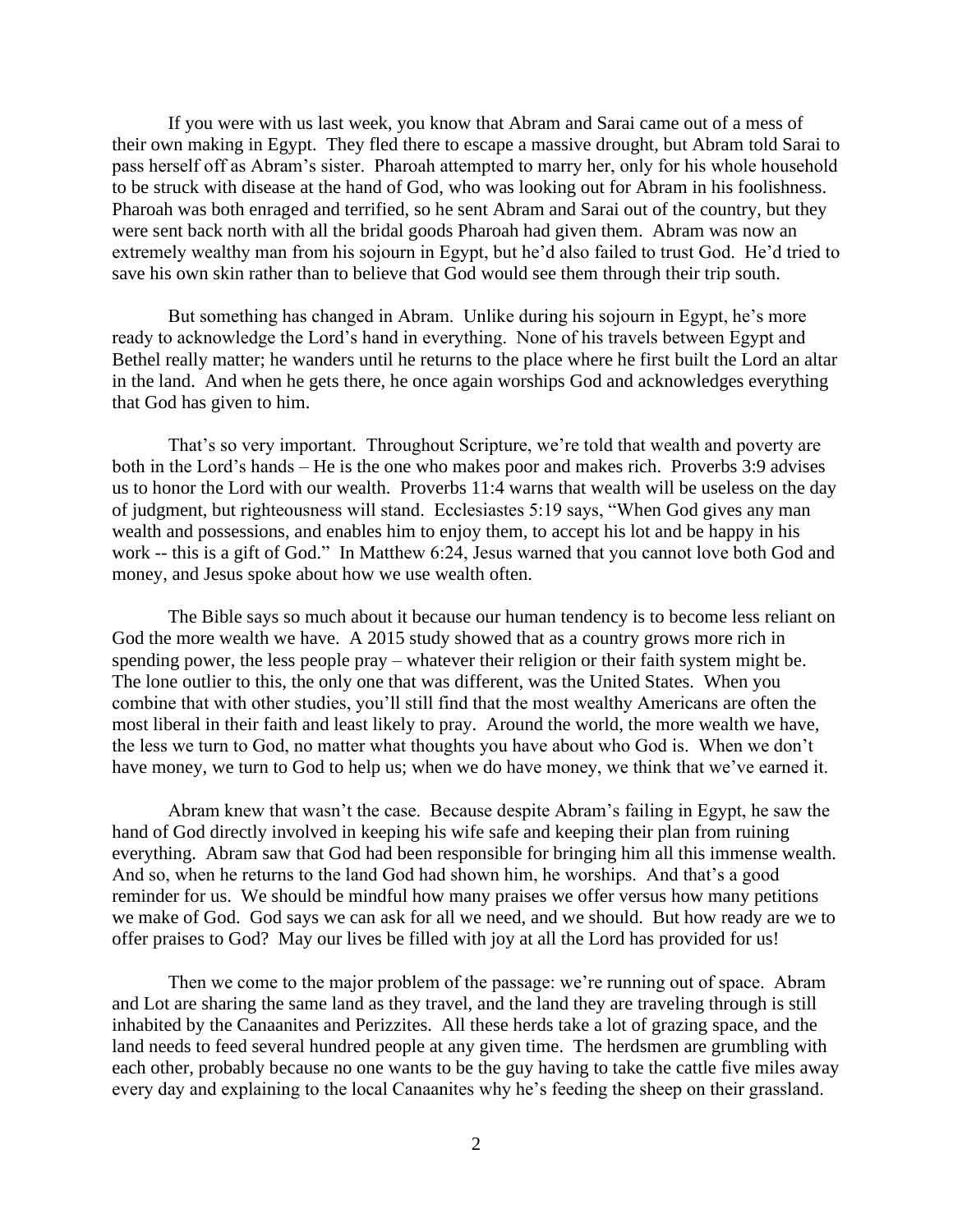If you were with us last week, you know that Abram and Sarai came out of a mess of their own making in Egypt. They fled there to escape a massive drought, but Abram told Sarai to pass herself off as Abram's sister. Pharoah attempted to marry her, only for his whole household to be struck with disease at the hand of God, who was looking out for Abram in his foolishness. Pharoah was both enraged and terrified, so he sent Abram and Sarai out of the country, but they were sent back north with all the bridal goods Pharoah had given them. Abram was now an extremely wealthy man from his sojourn in Egypt, but he'd also failed to trust God. He'd tried to save his own skin rather than to believe that God would see them through their trip south.

But something has changed in Abram. Unlike during his sojourn in Egypt, he's more ready to acknowledge the Lord's hand in everything. None of his travels between Egypt and Bethel really matter; he wanders until he returns to the place where he first built the Lord an altar in the land. And when he gets there, he once again worships God and acknowledges everything that God has given to him.

That's so very important. Throughout Scripture, we're told that wealth and poverty are both in the Lord's hands – He is the one who makes poor and makes rich. Proverbs 3:9 advises us to honor the Lord with our wealth. Proverbs 11:4 warns that wealth will be useless on the day of judgment, but righteousness will stand. Ecclesiastes 5:19 says, "When God gives any man wealth and possessions, and enables him to enjoy them, to accept his lot and be happy in his work -- this is a gift of God." In Matthew 6:24, Jesus warned that you cannot love both God and money, and Jesus spoke about how we use wealth often.

The Bible says so much about it because our human tendency is to become less reliant on God the more wealth we have. A 2015 study showed that as a country grows more rich in spending power, the less people pray – whatever their religion or their faith system might be. The lone outlier to this, the only one that was different, was the United States. When you combine that with other studies, you'll still find that the most wealthy Americans are often the most liberal in their faith and least likely to pray. Around the world, the more wealth we have, the less we turn to God, no matter what thoughts you have about who God is. When we don't have money, we turn to God to help us; when we do have money, we think that we've earned it.

Abram knew that wasn't the case. Because despite Abram's failing in Egypt, he saw the hand of God directly involved in keeping his wife safe and keeping their plan from ruining everything. Abram saw that God had been responsible for bringing him all this immense wealth. And so, when he returns to the land God had shown him, he worships. And that's a good reminder for us. We should be mindful how many praises we offer versus how many petitions we make of God. God says we can ask for all we need, and we should. But how ready are we to offer praises to God? May our lives be filled with joy at all the Lord has provided for us!

Then we come to the major problem of the passage: we're running out of space. Abram and Lot are sharing the same land as they travel, and the land they are traveling through is still inhabited by the Canaanites and Perizzites. All these herds take a lot of grazing space, and the land needs to feed several hundred people at any given time. The herdsmen are grumbling with each other, probably because no one wants to be the guy having to take the cattle five miles away every day and explaining to the local Canaanites why he's feeding the sheep on their grassland.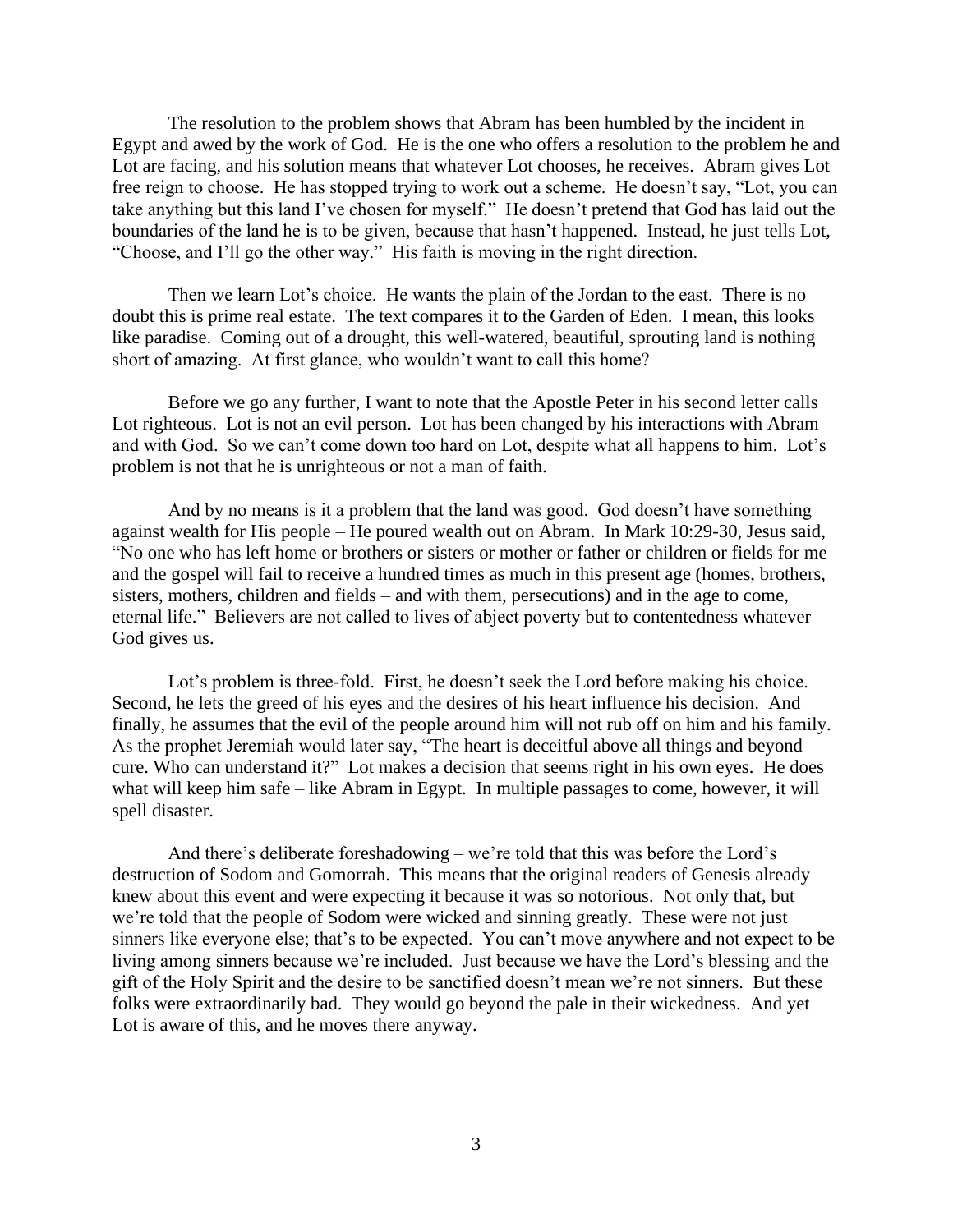The resolution to the problem shows that Abram has been humbled by the incident in Egypt and awed by the work of God. He is the one who offers a resolution to the problem he and Lot are facing, and his solution means that whatever Lot chooses, he receives. Abram gives Lot free reign to choose. He has stopped trying to work out a scheme. He doesn't say, "Lot, you can take anything but this land I've chosen for myself." He doesn't pretend that God has laid out the boundaries of the land he is to be given, because that hasn't happened. Instead, he just tells Lot, "Choose, and I'll go the other way." His faith is moving in the right direction.

Then we learn Lot's choice. He wants the plain of the Jordan to the east. There is no doubt this is prime real estate. The text compares it to the Garden of Eden. I mean, this looks like paradise. Coming out of a drought, this well-watered, beautiful, sprouting land is nothing short of amazing. At first glance, who wouldn't want to call this home?

Before we go any further, I want to note that the Apostle Peter in his second letter calls Lot righteous. Lot is not an evil person. Lot has been changed by his interactions with Abram and with God. So we can't come down too hard on Lot, despite what all happens to him. Lot's problem is not that he is unrighteous or not a man of faith.

And by no means is it a problem that the land was good. God doesn't have something against wealth for His people – He poured wealth out on Abram. In Mark 10:29-30, Jesus said, "No one who has left home or brothers or sisters or mother or father or children or fields for me and the gospel will fail to receive a hundred times as much in this present age (homes, brothers, sisters, mothers, children and fields – and with them, persecutions) and in the age to come, eternal life." Believers are not called to lives of abject poverty but to contentedness whatever God gives us.

Lot's problem is three-fold. First, he doesn't seek the Lord before making his choice. Second, he lets the greed of his eyes and the desires of his heart influence his decision. And finally, he assumes that the evil of the people around him will not rub off on him and his family. As the prophet Jeremiah would later say, "The heart is deceitful above all things and beyond cure. Who can understand it?" Lot makes a decision that seems right in his own eyes. He does what will keep him safe – like Abram in Egypt. In multiple passages to come, however, it will spell disaster.

And there's deliberate foreshadowing – we're told that this was before the Lord's destruction of Sodom and Gomorrah. This means that the original readers of Genesis already knew about this event and were expecting it because it was so notorious. Not only that, but we're told that the people of Sodom were wicked and sinning greatly. These were not just sinners like everyone else; that's to be expected. You can't move anywhere and not expect to be living among sinners because we're included. Just because we have the Lord's blessing and the gift of the Holy Spirit and the desire to be sanctified doesn't mean we're not sinners. But these folks were extraordinarily bad. They would go beyond the pale in their wickedness. And yet Lot is aware of this, and he moves there anyway.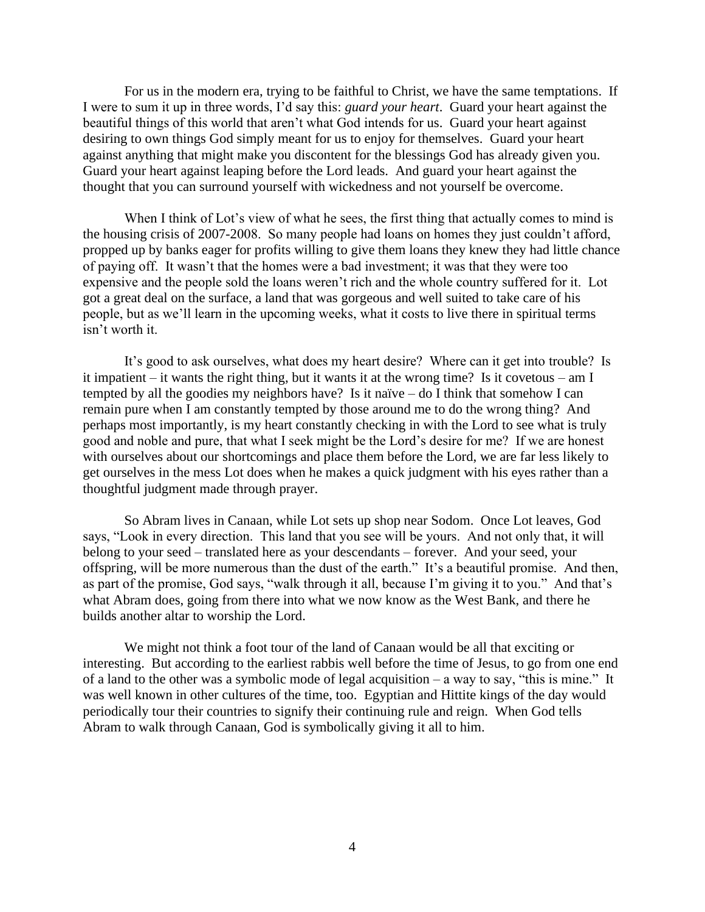For us in the modern era, trying to be faithful to Christ, we have the same temptations. If I were to sum it up in three words, I'd say this: *guard your heart*. Guard your heart against the beautiful things of this world that aren't what God intends for us. Guard your heart against desiring to own things God simply meant for us to enjoy for themselves. Guard your heart against anything that might make you discontent for the blessings God has already given you. Guard your heart against leaping before the Lord leads. And guard your heart against the thought that you can surround yourself with wickedness and not yourself be overcome.

When I think of Lot's view of what he sees, the first thing that actually comes to mind is the housing crisis of 2007-2008. So many people had loans on homes they just couldn't afford, propped up by banks eager for profits willing to give them loans they knew they had little chance of paying off. It wasn't that the homes were a bad investment; it was that they were too expensive and the people sold the loans weren't rich and the whole country suffered for it. Lot got a great deal on the surface, a land that was gorgeous and well suited to take care of his people, but as we'll learn in the upcoming weeks, what it costs to live there in spiritual terms isn't worth it.

It's good to ask ourselves, what does my heart desire? Where can it get into trouble? Is it impatient – it wants the right thing, but it wants it at the wrong time? Is it covetous – am I tempted by all the goodies my neighbors have? Is it naïve – do I think that somehow I can remain pure when I am constantly tempted by those around me to do the wrong thing? And perhaps most importantly, is my heart constantly checking in with the Lord to see what is truly good and noble and pure, that what I seek might be the Lord's desire for me? If we are honest with ourselves about our shortcomings and place them before the Lord, we are far less likely to get ourselves in the mess Lot does when he makes a quick judgment with his eyes rather than a thoughtful judgment made through prayer.

So Abram lives in Canaan, while Lot sets up shop near Sodom. Once Lot leaves, God says, "Look in every direction. This land that you see will be yours. And not only that, it will belong to your seed – translated here as your descendants – forever. And your seed, your offspring, will be more numerous than the dust of the earth." It's a beautiful promise. And then, as part of the promise, God says, "walk through it all, because I'm giving it to you." And that's what Abram does, going from there into what we now know as the West Bank, and there he builds another altar to worship the Lord.

We might not think a foot tour of the land of Canaan would be all that exciting or interesting. But according to the earliest rabbis well before the time of Jesus, to go from one end of a land to the other was a symbolic mode of legal acquisition – a way to say, "this is mine." It was well known in other cultures of the time, too. Egyptian and Hittite kings of the day would periodically tour their countries to signify their continuing rule and reign. When God tells Abram to walk through Canaan, God is symbolically giving it all to him.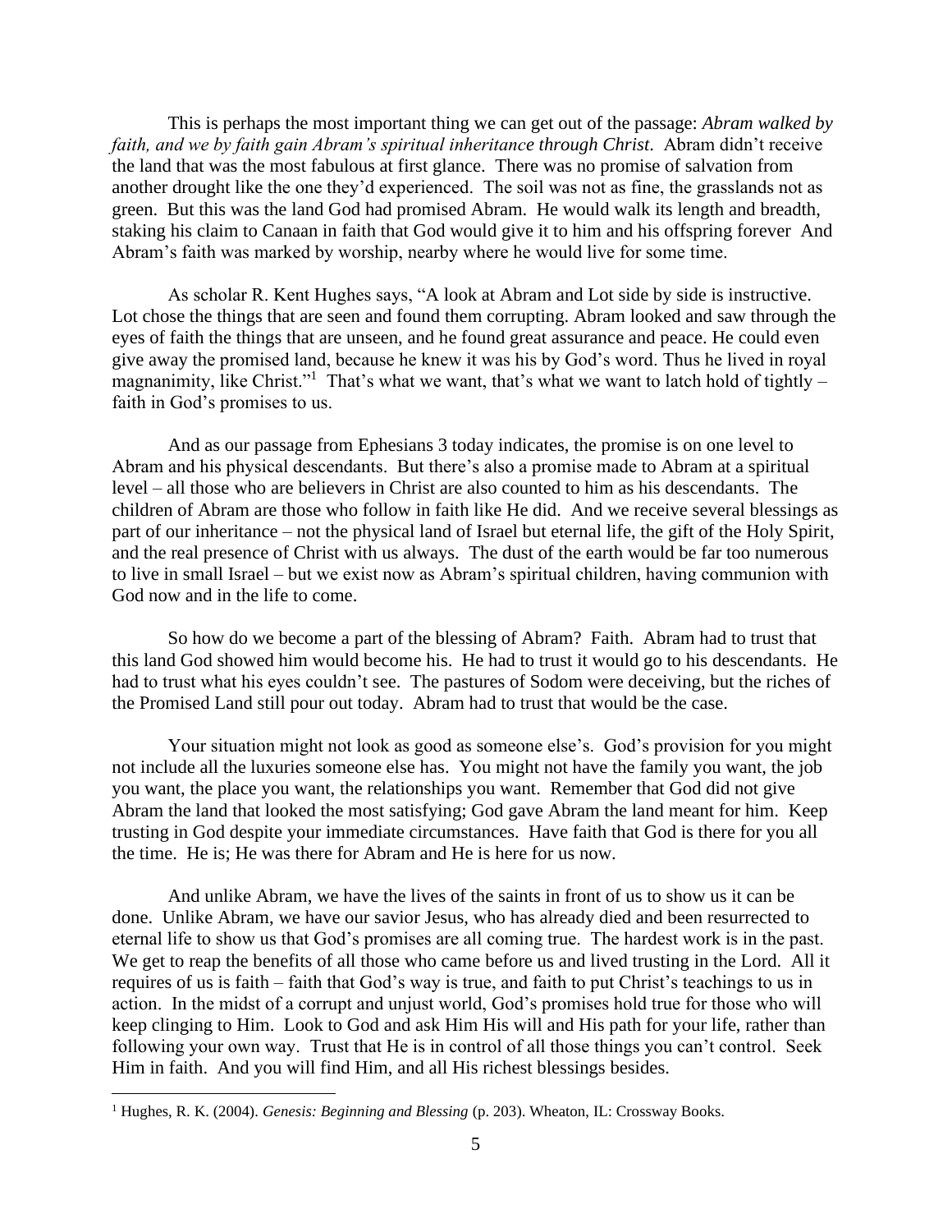This is perhaps the most important thing we can get out of the passage: *Abram walked by faith, and we by faith gain Abram's spiritual inheritance through Christ*. Abram didn't receive the land that was the most fabulous at first glance. There was no promise of salvation from another drought like the one they'd experienced. The soil was not as fine, the grasslands not as green. But this was the land God had promised Abram. He would walk its length and breadth, staking his claim to Canaan in faith that God would give it to him and his offspring forever And Abram's faith was marked by worship, nearby where he would live for some time.

As scholar R. Kent Hughes says, "A look at Abram and Lot side by side is instructive. Lot chose the things that are seen and found them corrupting. Abram looked and saw through the eyes of faith the things that are unseen, and he found great assurance and peace. He could even give away the promised land, because he knew it was his by God's word. Thus he lived in royal magnanimity, like Christ."[1] That's what we want, that's what we want to latch hold of tightly – faith in God's promises to us.

And as our passage from Ephesians 3 today indicates, the promise is on one level to Abram and his physical descendants. But there's also a promise made to Abram at a spiritual level – all those who are believers in Christ are also counted to him as his descendants. The children of Abram are those who follow in faith like He did. And we receive several blessings as part of our inheritance – not the physical land of Israel but eternal life, the gift of the Holy Spirit, and the real presence of Christ with us always. The dust of the earth would be far too numerous to live in small Israel – but we exist now as Abram's spiritual children, having communion with God now and in the life to come.

So how do we become a part of the blessing of Abram? Faith. Abram had to trust that this land God showed him would become his. He had to trust it would go to his descendants. He had to trust what his eyes couldn't see. The pastures of Sodom were deceiving, but the riches of the Promised Land still pour out today. Abram had to trust that would be the case.

Your situation might not look as good as someone else's. God's provision for you might not include all the luxuries someone else has. You might not have the family you want, the job you want, the place you want, the relationships you want. Remember that God did not give Abram the land that looked the most satisfying; God gave Abram the land meant for him. Keep trusting in God despite your immediate circumstances. Have faith that God is there for you all the time. He is; He was there for Abram and He is here for us now.

And unlike Abram, we have the lives of the saints in front of us to show us it can be done. Unlike Abram, we have our savior Jesus, who has already died and been resurrected to eternal life to show us that God's promises are all coming true. The hardest work is in the past. We get to reap the benefits of all those who came before us and lived trusting in the Lord. All it requires of us is faith – faith that God's way is true, and faith to put Christ's teachings to us in action. In the midst of a corrupt and unjust world, God's promises hold true for those who will keep clinging to Him. Look to God and ask Him His will and His path for your life, rather than following your own way. Trust that He is in control of all those things you can't control. Seek Him in faith. And you will find Him, and all His richest blessings besides.

---

[1] Hughes, R. K. (2004). *Genesis: Beginning and Blessing* (p. 203). Wheaton, IL: Crossway Books.